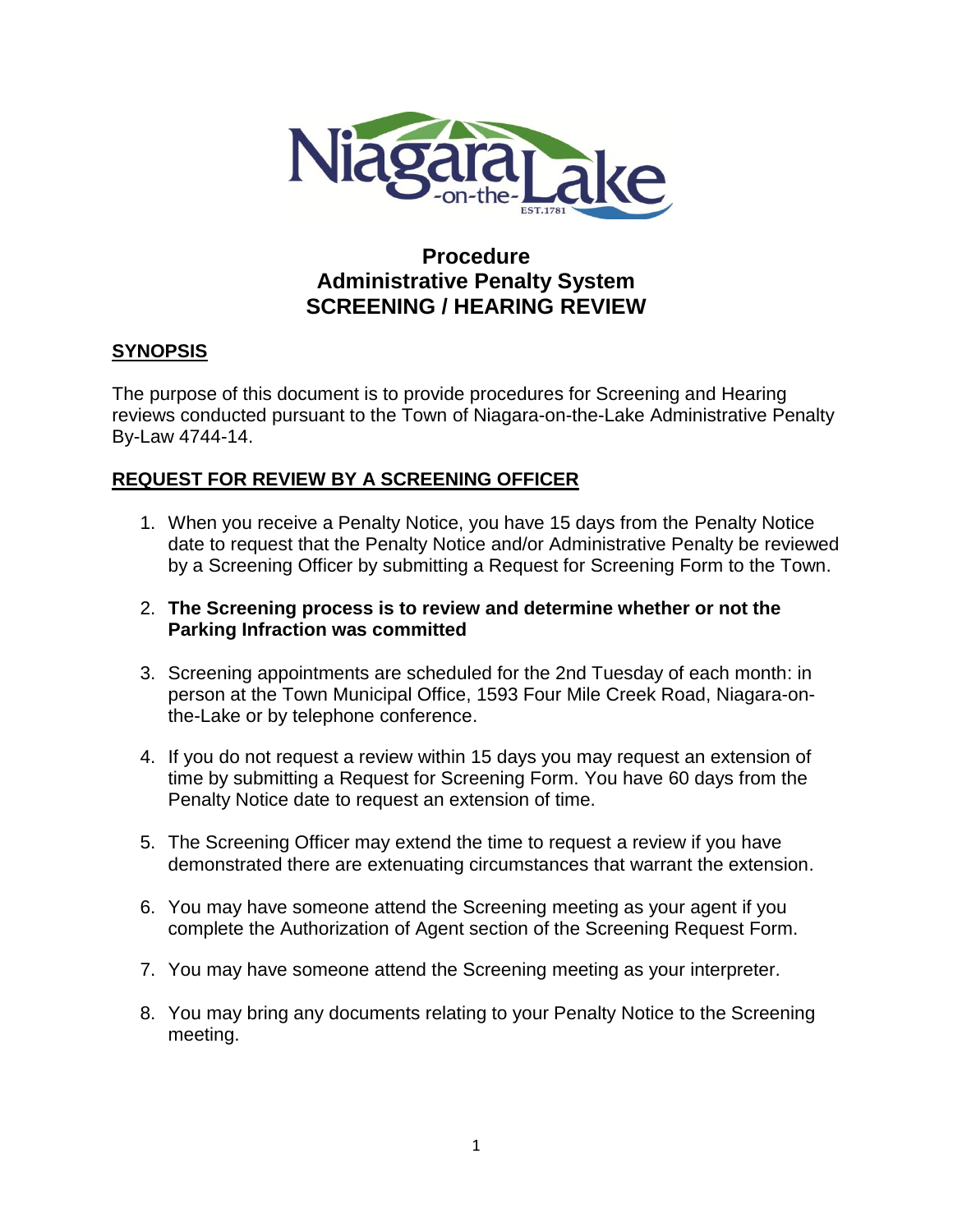# Procedure
# Administrative Penalty System
# SCREENING / HEARING REVIEW

## SYNOPSIS

The purpose of this document is to provide procedures for Screening and Hearing reviews conducted pursuant to the Town of Niagara-on-the-Lake Administrative Penalty By-Law 4744-14.

## REQUEST FOR REVIEW BY A SCREENING OFFICER

1. When you receive a Penalty Notice, you have 15 days from the Penalty Notice date to request that the Penalty Notice and/or Administrative Penalty be reviewed by a Screening Officer by submitting a Request for Screening Form to the Town.

2. **The Screening process is to review and determine whether or not the Parking Infraction was committed**

3. Screening appointments are scheduled for the 2nd Tuesday of each month: in person at the Town Municipal Office, 1593 Four Mile Creek Road, Niagara-on-the-Lake or by telephone conference.

4. If you do not request a review within 15 days you may request an extension of time by submitting a Request for Screening Form. You have 60 days from the Penalty Notice date to request an extension of time.

5. The Screening Officer may extend the time to request a review if you have demonstrated there are extenuating circumstances that warrant the extension.

6. You may have someone attend the Screening meeting as your agent if you complete the Authorization of Agent section of the Screening Request Form.

7. You may have someone attend the Screening meeting as your interpreter.

8. You may bring any documents relating to your Penalty Notice to the Screening meeting.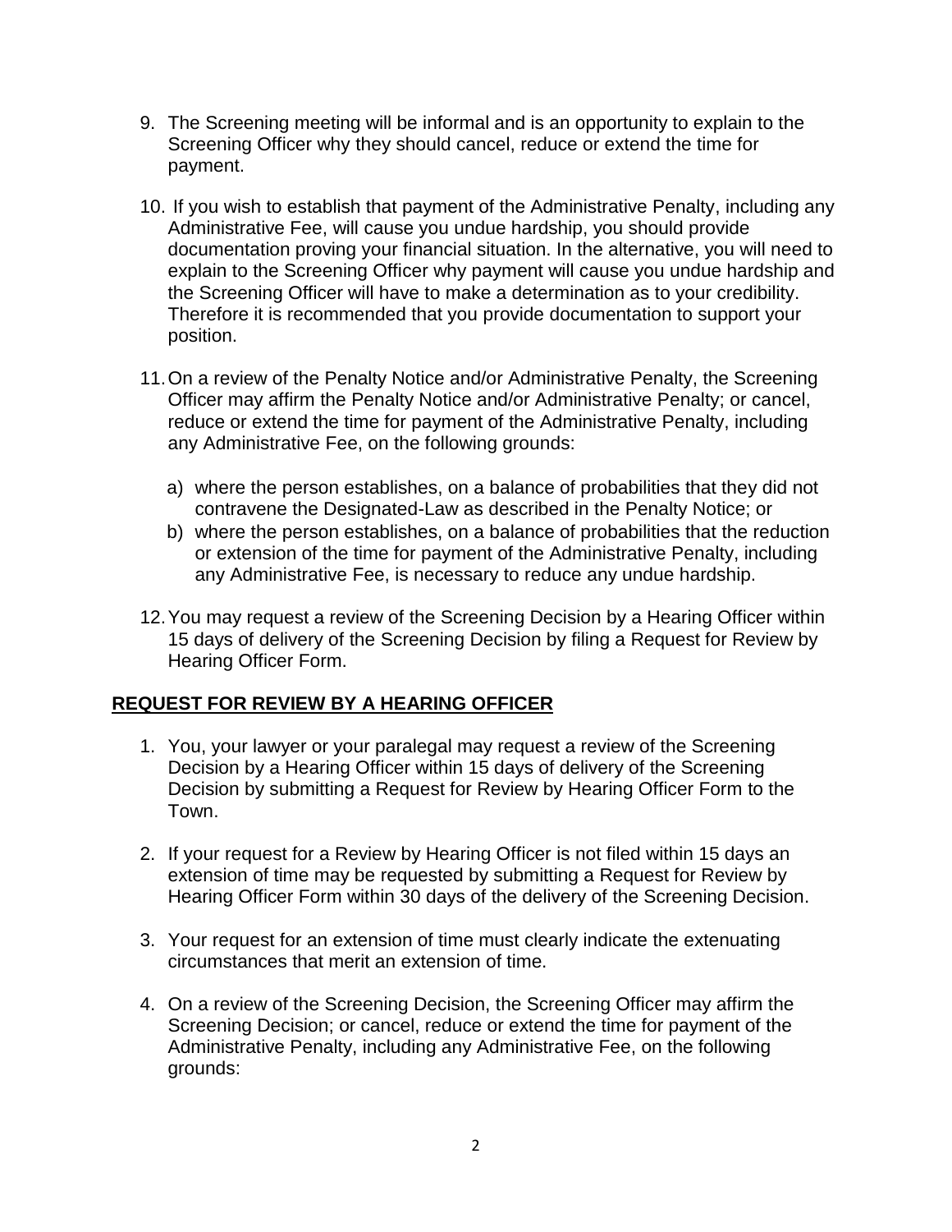9. The Screening meeting will be informal and is an opportunity to explain to the Screening Officer why they should cancel, reduce or extend the time for payment.

10. If you wish to establish that payment of the Administrative Penalty, including any Administrative Fee, will cause you undue hardship, you should provide documentation proving your financial situation. In the alternative, you will need to explain to the Screening Officer why payment will cause you undue hardship and the Screening Officer will have to make a determination as to your credibility. Therefore it is recommended that you provide documentation to support your position.

11. On a review of the Penalty Notice and/or Administrative Penalty, the Screening Officer may affirm the Penalty Notice and/or Administrative Penalty; or cancel, reduce or extend the time for payment of the Administrative Penalty, including any Administrative Fee, on the following grounds:

    a) where the person establishes, on a balance of probabilities that they did not contravene the Designated-Law as described in the Penalty Notice; or
    b) where the person establishes, on a balance of probabilities that the reduction or extension of the time for payment of the Administrative Penalty, including any Administrative Fee, is necessary to reduce any undue hardship.

12. You may request a review of the Screening Decision by a Hearing Officer within 15 days of delivery of the Screening Decision by filing a Request for Review by Hearing Officer Form.

## REQUEST FOR REVIEW BY A HEARING OFFICER

1. You, your lawyer or your paralegal may request a review of the Screening Decision by a Hearing Officer within 15 days of delivery of the Screening Decision by submitting a Request for Review by Hearing Officer Form to the Town.

2. If your request for a Review by Hearing Officer is not filed within 15 days an extension of time may be requested by submitting a Request for Review by Hearing Officer Form within 30 days of the delivery of the Screening Decision.

3. Your request for an extension of time must clearly indicate the extenuating circumstances that merit an extension of time.

4. On a review of the Screening Decision, the Screening Officer may affirm the Screening Decision; or cancel, reduce or extend the time for payment of the Administrative Penalty, including any Administrative Fee, on the following grounds: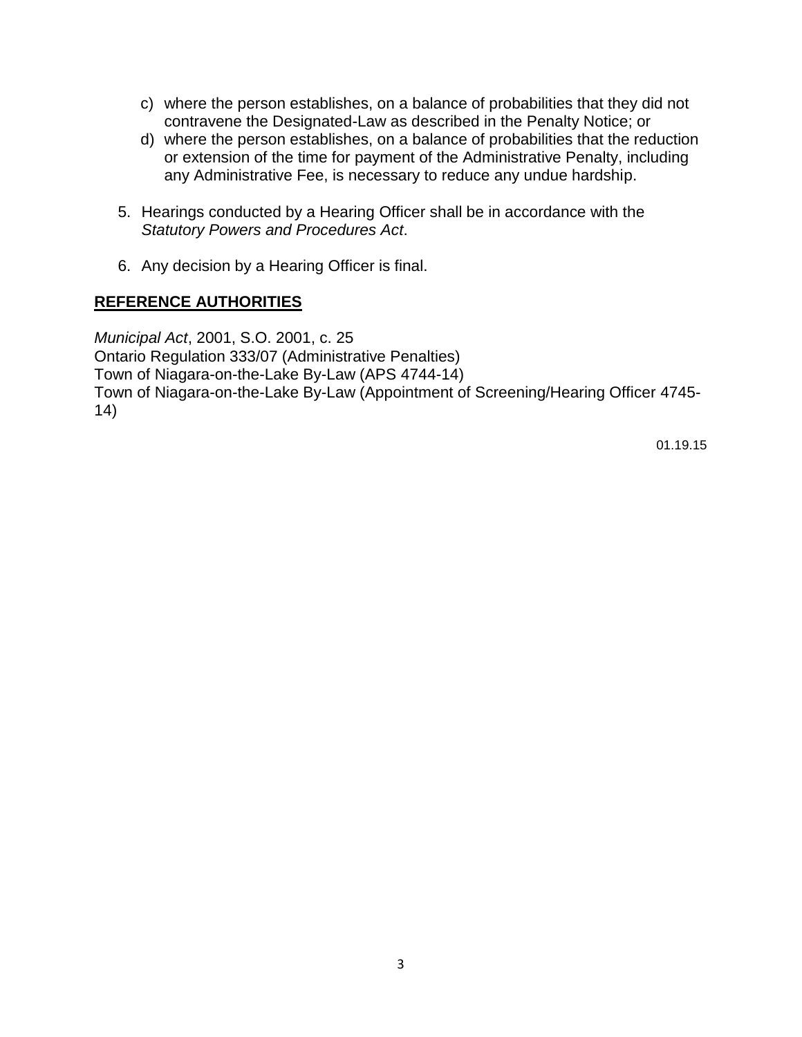c) where the person establishes, on a balance of probabilities that they did not contravene the Designated-Law as described in the Penalty Notice; or
d) where the person establishes, on a balance of probabilities that the reduction or extension of the time for payment of the Administrative Penalty, including any Administrative Fee, is necessary to reduce any undue hardship.

5. Hearings conducted by a Hearing Officer shall be in accordance with the *Statutory Powers and Procedures Act*.

6. Any decision by a Hearing Officer is final.

## REFERENCE AUTHORITIES

*Municipal Act*, 2001, S.O. 2001, c. 25
Ontario Regulation 333/07 (Administrative Penalties)
Town of Niagara-on-the-Lake By-Law (APS 4744-14)
Town of Niagara-on-the-Lake By-Law (Appointment of Screening/Hearing Officer 4745-14)

01.19.15